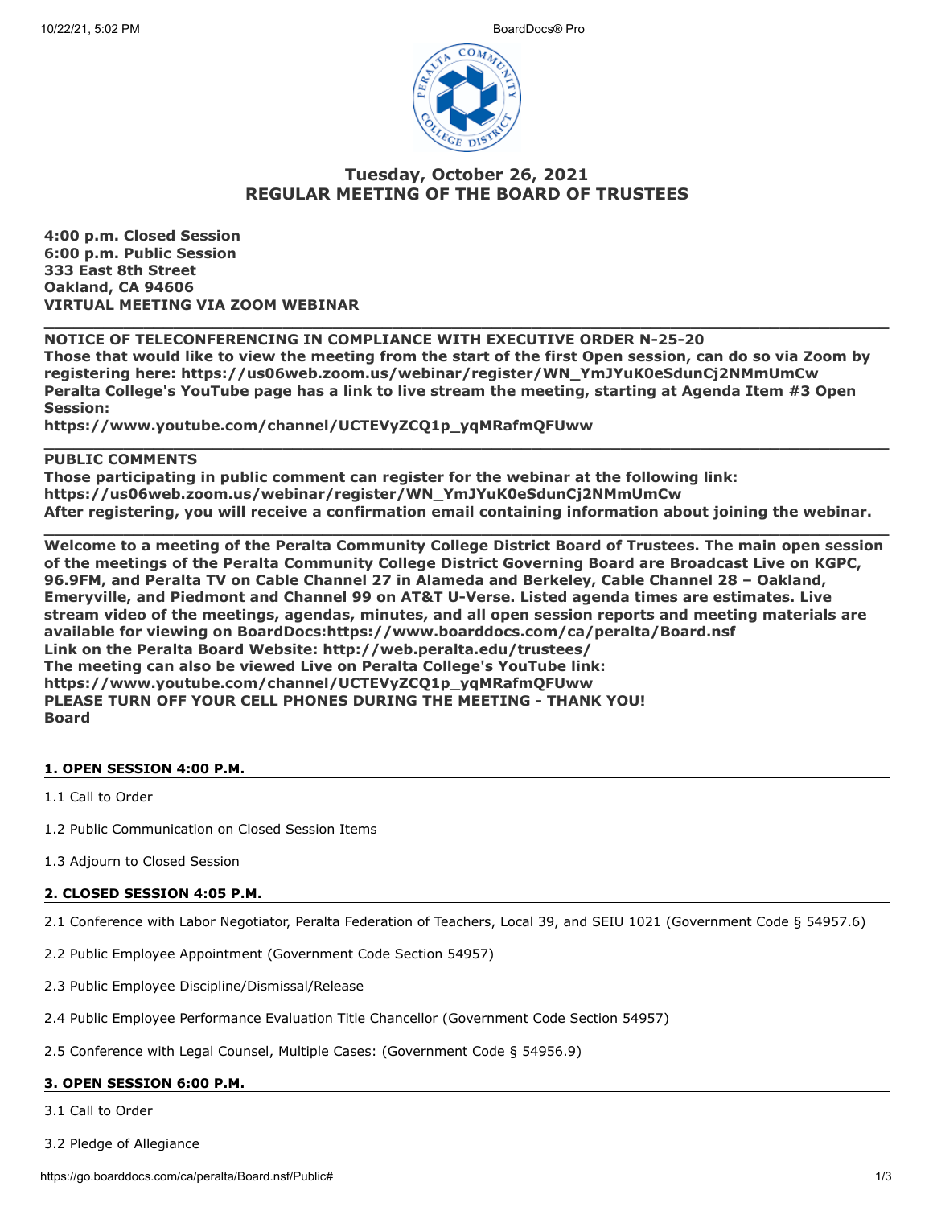## Tuesday, October 26, 2021
## REGULAR MEETING OF THE BOARD OF TRUSTEES

**4:00 p.m. Closed Session**
**6:00 p.m. Public Session**
**333 East 8th Street**
**Oakland, CA 94606**
**VIRTUAL MEETING VIA ZOOM WEBINAR**

---

**NOTICE OF TELECONFERENCING IN COMPLIANCE WITH EXECUTIVE ORDER N-25-20**
**Those that would like to view the meeting from the start of the first Open session, can do so via Zoom by registering here: https://us06web.zoom.us/webinar/register/WN_YmJYuK0eSdunCj2NMmUmCw**
**Peralta College's YouTube page has a link to live stream the meeting, starting at Agenda Item #3 Open Session:**
**https://www.youtube.com/channel/UCTEVyZCQ1p_yqMRafmQFUww**

---

**PUBLIC COMMENTS**
**Those participating in public comment can register for the webinar at the following link:**
**https://us06web.zoom.us/webinar/register/WN_YmJYuK0eSdunCj2NMmUmCw**
**After registering, you will receive a confirmation email containing information about joining the webinar.**

---

**Welcome to a meeting of the Peralta Community College District Board of Trustees. The main open session of the meetings of the Peralta Community College District Governing Board are Broadcast Live on KGPC, 96.9FM, and Peralta TV on Cable Channel 27 in Alameda and Berkeley, Cable Channel 28 – Oakland, Emeryville, and Piedmont and Channel 99 on AT&T U-Verse. Listed agenda times are estimates. Live stream video of the meetings, agendas, minutes, and all open session reports and meeting materials are available for viewing on BoardDocs:https://www.boarddocs.com/ca/peralta/Board.nsf**
**Link on the Peralta Board Website: http://web.peralta.edu/trustees/**
**The meeting can also be viewed Live on Peralta College's YouTube link:**
**https://www.youtube.com/channel/UCTEVyZCQ1p_yqMRafmQFUww**
**PLEASE TURN OFF YOUR CELL PHONES DURING THE MEETING - THANK YOU!**
**Board**

### 1. OPEN SESSION 4:00 P.M.

1.1 Call to Order

1.2 Public Communication on Closed Session Items

1.3 Adjourn to Closed Session

### 2. CLOSED SESSION 4:05 P.M.

2.1 Conference with Labor Negotiator, Peralta Federation of Teachers, Local 39, and SEIU 1021 (Government Code § 54957.6)

2.2 Public Employee Appointment (Government Code Section 54957)

2.3 Public Employee Discipline/Dismissal/Release

2.4 Public Employee Performance Evaluation Title Chancellor (Government Code Section 54957)

2.5 Conference with Legal Counsel, Multiple Cases: (Government Code § 54956.9)

### 3. OPEN SESSION 6:00 P.M.

3.1 Call to Order

3.2 Pledge of Allegiance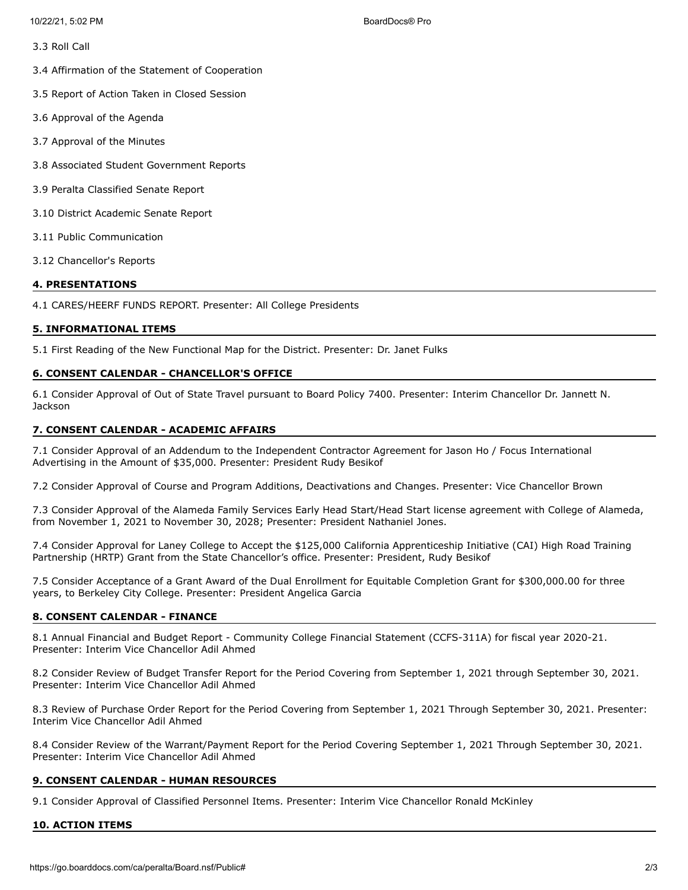3.3 Roll Call

3.4 Affirmation of the Statement of Cooperation

3.5 Report of Action Taken in Closed Session

3.6 Approval of the Agenda

3.7 Approval of the Minutes

3.8 Associated Student Government Reports

3.9 Peralta Classified Senate Report

3.10 District Academic Senate Report

3.11 Public Communication

3.12 Chancellor's Reports

## 4. PRESENTATIONS

4.1 CARES/HEERF FUNDS REPORT. Presenter: All College Presidents

## 5. INFORMATIONAL ITEMS

5.1 First Reading of the New Functional Map for the District. Presenter: Dr. Janet Fulks

## 6. CONSENT CALENDAR - CHANCELLOR'S OFFICE

6.1 Consider Approval of Out of State Travel pursuant to Board Policy 7400. Presenter: Interim Chancellor Dr. Jannett N. Jackson

## 7. CONSENT CALENDAR - ACADEMIC AFFAIRS

7.1 Consider Approval of an Addendum to the Independent Contractor Agreement for Jason Ho / Focus International Advertising in the Amount of $35,000. Presenter: President Rudy Besikof

7.2 Consider Approval of Course and Program Additions, Deactivations and Changes. Presenter: Vice Chancellor Brown

7.3 Consider Approval of the Alameda Family Services Early Head Start/Head Start license agreement with College of Alameda, from November 1, 2021 to November 30, 2028; Presenter: President Nathaniel Jones.

7.4 Consider Approval for Laney College to Accept the $125,000 California Apprenticeship Initiative (CAI) High Road Training Partnership (HRTP) Grant from the State Chancellor's office. Presenter: President, Rudy Besikof

7.5 Consider Acceptance of a Grant Award of the Dual Enrollment for Equitable Completion Grant for $300,000.00 for three years, to Berkeley City College. Presenter: President Angelica Garcia

## 8. CONSENT CALENDAR - FINANCE

8.1 Annual Financial and Budget Report - Community College Financial Statement (CCFS-311A) for fiscal year 2020-21. Presenter: Interim Vice Chancellor Adil Ahmed

8.2 Consider Review of Budget Transfer Report for the Period Covering from September 1, 2021 through September 30, 2021. Presenter: Interim Vice Chancellor Adil Ahmed

8.3 Review of Purchase Order Report for the Period Covering from September 1, 2021 Through September 30, 2021. Presenter: Interim Vice Chancellor Adil Ahmed

8.4 Consider Review of the Warrant/Payment Report for the Period Covering September 1, 2021 Through September 30, 2021. Presenter: Interim Vice Chancellor Adil Ahmed

## 9. CONSENT CALENDAR - HUMAN RESOURCES

9.1 Consider Approval of Classified Personnel Items. Presenter: Interim Vice Chancellor Ronald McKinley

## 10. ACTION ITEMS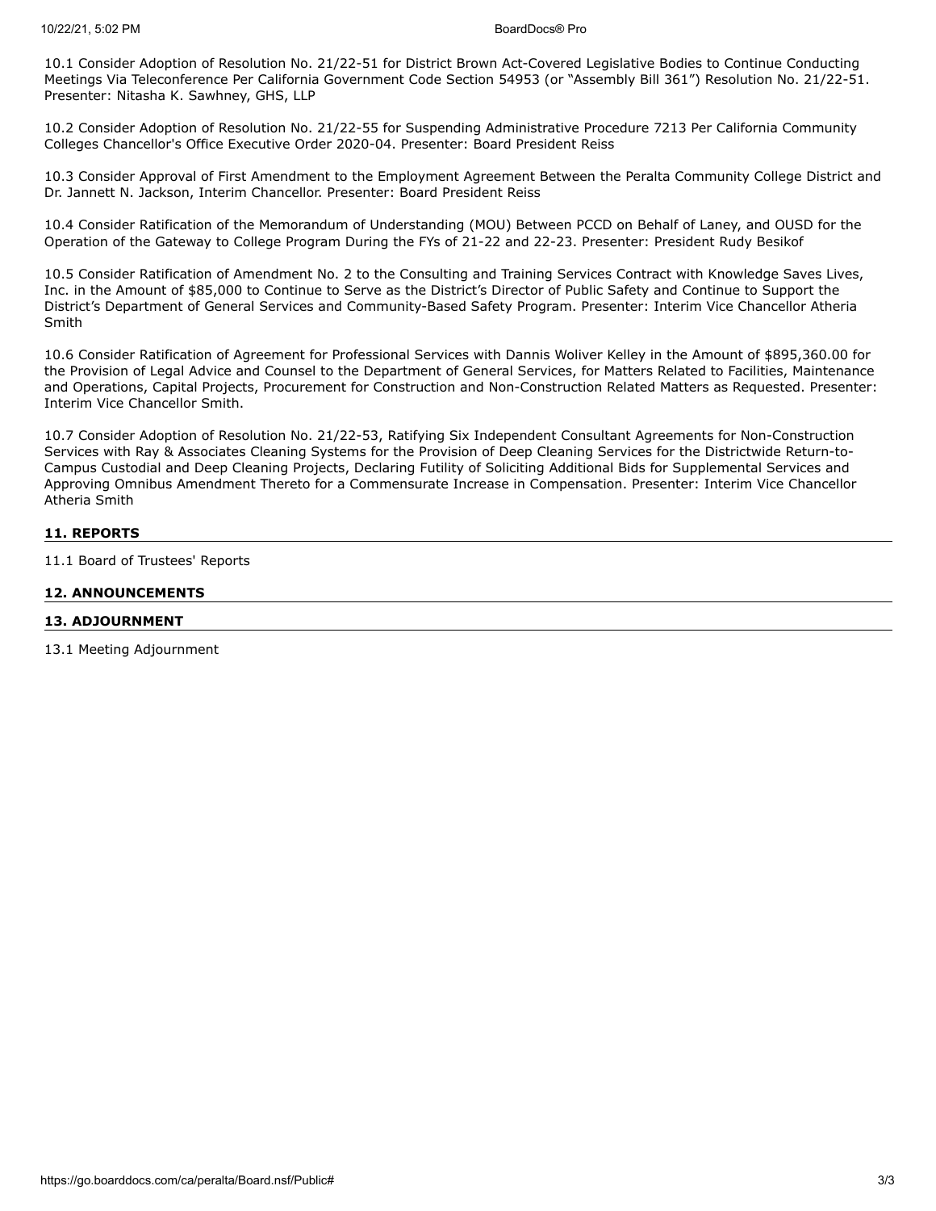10.1 Consider Adoption of Resolution No. 21/22-51 for District Brown Act-Covered Legislative Bodies to Continue Conducting Meetings Via Teleconference Per California Government Code Section 54953 (or "Assembly Bill 361") Resolution No. 21/22-51. Presenter: Nitasha K. Sawhney, GHS, LLP

10.2 Consider Adoption of Resolution No. 21/22-55 for Suspending Administrative Procedure 7213 Per California Community Colleges Chancellor's Office Executive Order 2020-04. Presenter: Board President Reiss

10.3 Consider Approval of First Amendment to the Employment Agreement Between the Peralta Community College District and Dr. Jannett N. Jackson, Interim Chancellor. Presenter: Board President Reiss

10.4 Consider Ratification of the Memorandum of Understanding (MOU) Between PCCD on Behalf of Laney, and OUSD for the Operation of the Gateway to College Program During the FYs of 21-22 and 22-23. Presenter: President Rudy Besikof

10.5 Consider Ratification of Amendment No. 2 to the Consulting and Training Services Contract with Knowledge Saves Lives, Inc. in the Amount of $85,000 to Continue to Serve as the District's Director of Public Safety and Continue to Support the District's Department of General Services and Community-Based Safety Program. Presenter: Interim Vice Chancellor Atheria Smith

10.6 Consider Ratification of Agreement for Professional Services with Dannis Woliver Kelley in the Amount of $895,360.00 for the Provision of Legal Advice and Counsel to the Department of General Services, for Matters Related to Facilities, Maintenance and Operations, Capital Projects, Procurement for Construction and Non-Construction Related Matters as Requested. Presenter: Interim Vice Chancellor Smith.

10.7 Consider Adoption of Resolution No. 21/22-53, Ratifying Six Independent Consultant Agreements for Non-Construction Services with Ray & Associates Cleaning Systems for the Provision of Deep Cleaning Services for the Districtwide Return-to-Campus Custodial and Deep Cleaning Projects, Declaring Futility of Soliciting Additional Bids for Supplemental Services and Approving Omnibus Amendment Thereto for a Commensurate Increase in Compensation. Presenter: Interim Vice Chancellor Atheria Smith

## 11. REPORTS

11.1 Board of Trustees' Reports

## 12. ANNOUNCEMENTS

## 13. ADJOURNMENT

13.1 Meeting Adjournment